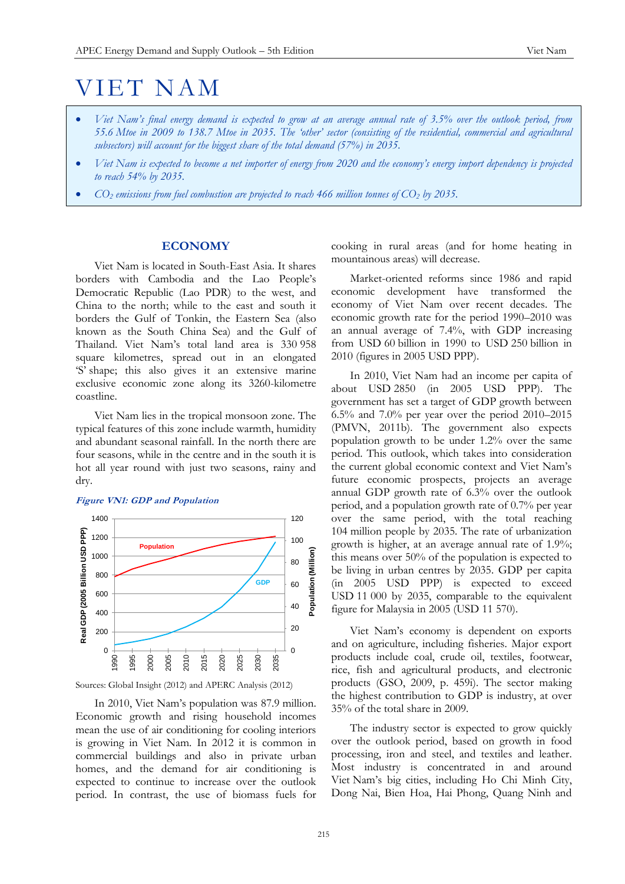# VIET NAM

- *Viet Nam's final energy demand is expected to grow at an average annual rate of 3.5% over the outlook period, from 55.6 Mtoe in 2009 to 138.7 Mtoe in 2035. The 'other' sector (consisting of the residential, commercial and agricultural subsectors) will account for the biggest share of the total demand (57%) in 2035.*
- *Viet Nam is expected to become a net importer of energy from 2020 and the economy's energy import dependency is projected to reach 54% by 2035.*
- *$CO_2$ emissions from fuel combustion are projected to reach 466 million tonnes of $CO_2$ by 2035.*

## ECONOMY

Viet Nam is located in South-East Asia. It shares borders with Cambodia and the Lao People's Democratic Republic (Lao PDR) to the west, and China to the north; while to the east and south it borders the Gulf of Tonkin, the Eastern Sea (also known as the South China Sea) and the Gulf of Thailand. Viet Nam's total land area is 330 958 square kilometres, spread out in an elongated 'S' shape; this also gives it an extensive marine exclusive economic zone along its 3260-kilometre coastline.

Viet Nam lies in the tropical monsoon zone. The typical features of this zone include warmth, humidity and abundant seasonal rainfall. In the north there are four seasons, while in the centre and in the south it is hot all year round with just two seasons, rainy and dry.

*Figure VN1: GDP and Population*

Sources: Global Insight (2012) and APERC Analysis (2012)

In 2010, Viet Nam's population was 87.9 million. Economic growth and rising household incomes mean the use of air conditioning for cooling interiors is growing in Viet Nam. In 2012 it is common in commercial buildings and also in private urban homes, and the demand for air conditioning is expected to continue to increase over the outlook period. In contrast, the use of biomass fuels for cooking in rural areas (and for home heating in mountainous areas) will decrease.

Market-oriented reforms since 1986 and rapid economic development have transformed the economy of Viet Nam over recent decades. The economic growth rate for the period 1990–2010 was an annual average of 7.4%, with GDP increasing from USD 60 billion in 1990 to USD 250 billion in 2010 (figures in 2005 USD PPP).

In 2010, Viet Nam had an income per capita of about USD 2850 (in 2005 USD PPP). The government has set a target of GDP growth between 6.5% and 7.0% per year over the period 2010–2015 (PMVN, 2011b). The government also expects population growth to be under 1.2% over the same period. This outlook, which takes into consideration the current global economic context and Viet Nam's future economic prospects, projects an average annual GDP growth rate of 6.3% over the outlook period, and a population growth rate of 0.7% per year over the same period, with the total reaching 104 million people by 2035. The rate of urbanization growth is higher, at an average annual rate of 1.9%; this means over 50% of the population is expected to be living in urban centres by 2035. GDP per capita (in 2005 USD PPP) is expected to exceed USD 11 000 by 2035, comparable to the equivalent figure for Malaysia in 2005 (USD 11 570).

Viet Nam's economy is dependent on exports and on agriculture, including fisheries. Major export products include coal, crude oil, textiles, footwear, rice, fish and agricultural products, and electronic products (GSO, 2009, p. 459i). The sector making the highest contribution to GDP is industry, at over 35% of the total share in 2009.

The industry sector is expected to grow quickly over the outlook period, based on growth in food processing, iron and steel, and textiles and leather. Most industry is concentrated in and around Viet Nam's big cities, including Ho Chi Minh City, Dong Nai, Bien Hoa, Hai Phong, Quang Ninh and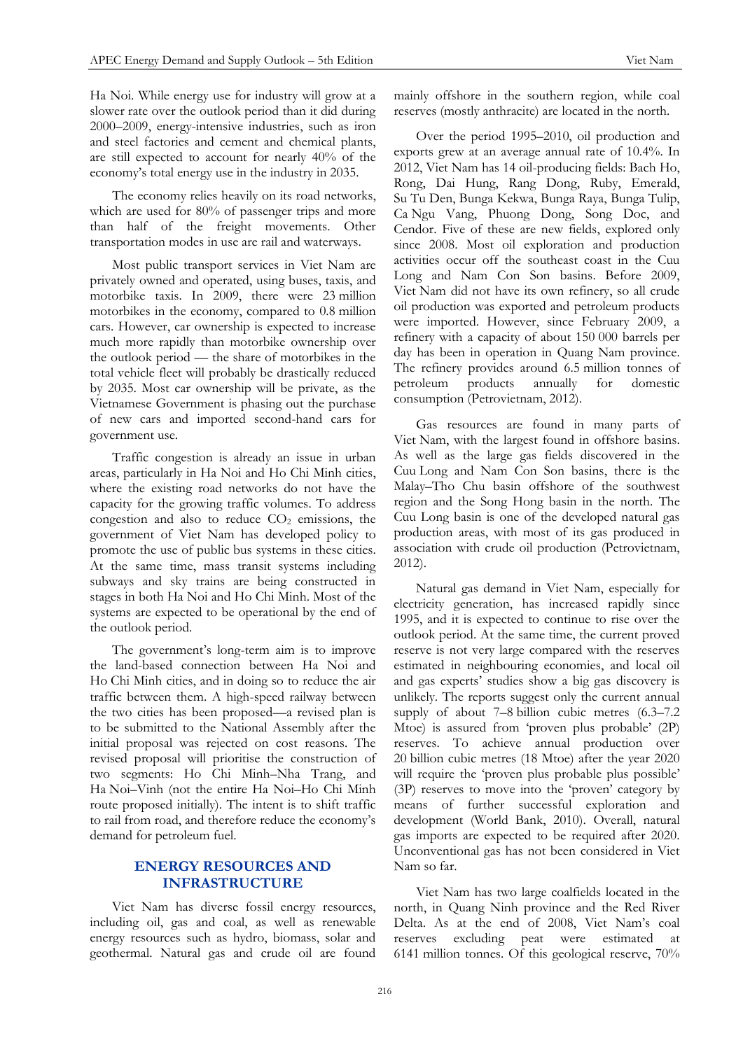Ha Noi. While energy use for industry will grow at a slower rate over the outlook period than it did during 2000–2009, energy-intensive industries, such as iron and steel factories and cement and chemical plants, are still expected to account for nearly 40% of the economy's total energy use in the industry in 2035.

The economy relies heavily on its road networks, which are used for 80% of passenger trips and more than half of the freight movements. Other transportation modes in use are rail and waterways.

Most public transport services in Viet Nam are privately owned and operated, using buses, taxis, and motorbike taxis. In 2009, there were 23 million motorbikes in the economy, compared to 0.8 million cars. However, car ownership is expected to increase much more rapidly than motorbike ownership over the outlook period — the share of motorbikes in the total vehicle fleet will probably be drastically reduced by 2035. Most car ownership will be private, as the Vietnamese Government is phasing out the purchase of new cars and imported second-hand cars for government use.

Traffic congestion is already an issue in urban areas, particularly in Ha Noi and Ho Chi Minh cities, where the existing road networks do not have the capacity for the growing traffic volumes. To address congestion and also to reduce $CO_2$ emissions, the government of Viet Nam has developed policy to promote the use of public bus systems in these cities. At the same time, mass transit systems including subways and sky trains are being constructed in stages in both Ha Noi and Ho Chi Minh. Most of the systems are expected to be operational by the end of the outlook period.

The government's long-term aim is to improve the land-based connection between Ha Noi and Ho Chi Minh cities, and in doing so to reduce the air traffic between them. A high-speed railway between the two cities has been proposed—a revised plan is to be submitted to the National Assembly after the initial proposal was rejected on cost reasons. The revised proposal will prioritise the construction of two segments: Ho Chi Minh–Nha Trang, and Ha Noi–Vinh (not the entire Ha Noi–Ho Chi Minh route proposed initially). The intent is to shift traffic to rail from road, and therefore reduce the economy's demand for petroleum fuel.

## ENERGY RESOURCES AND INFRASTRUCTURE

Viet Nam has diverse fossil energy resources, including oil, gas and coal, as well as renewable energy resources such as hydro, biomass, solar and geothermal. Natural gas and crude oil are found mainly offshore in the southern region, while coal reserves (mostly anthracite) are located in the north.

Over the period 1995–2010, oil production and exports grew at an average annual rate of 10.4%. In 2012, Viet Nam has 14 oil-producing fields: Bach Ho, Rong, Dai Hung, Rang Dong, Ruby, Emerald, Su Tu Den, Bunga Kekwa, Bunga Raya, Bunga Tulip, Ca Ngu Vang, Phuong Dong, Song Doc, and Cendor. Five of these are new fields, explored only since 2008. Most oil exploration and production activities occur off the southeast coast in the Cuu Long and Nam Con Son basins. Before 2009, Viet Nam did not have its own refinery, so all crude oil production was exported and petroleum products were imported. However, since February 2009, a refinery with a capacity of about 150 000 barrels per day has been in operation in Quang Nam province. The refinery provides around 6.5 million tonnes of petroleum products annually for domestic consumption (Petrovietnam, 2012).

Gas resources are found in many parts of Viet Nam, with the largest found in offshore basins. As well as the large gas fields discovered in the Cuu Long and Nam Con Son basins, there is the Malay–Tho Chu basin offshore of the southwest region and the Song Hong basin in the north. The Cuu Long basin is one of the developed natural gas production areas, with most of its gas produced in association with crude oil production (Petrovietnam, 2012).

Natural gas demand in Viet Nam, especially for electricity generation, has increased rapidly since 1995, and it is expected to continue to rise over the outlook period. At the same time, the current proved reserve is not very large compared with the reserves estimated in neighbouring economies, and local oil and gas experts' studies show a big gas discovery is unlikely. The reports suggest only the current annual supply of about 7–8 billion cubic metres (6.3–7.2 Mtoe) is assured from 'proven plus probable' (2P) reserves. To achieve annual production over 20 billion cubic metres (18 Mtoe) after the year 2020 will require the 'proven plus probable plus possible' (3P) reserves to move into the 'proven' category by means of further successful exploration and development (World Bank, 2010). Overall, natural gas imports are expected to be required after 2020. Unconventional gas has not been considered in Viet Nam so far.

Viet Nam has two large coalfields located in the north, in Quang Ninh province and the Red River Delta. As at the end of 2008, Viet Nam's coal reserves excluding peat were estimated at 6141 million tonnes. Of this geological reserve, 70%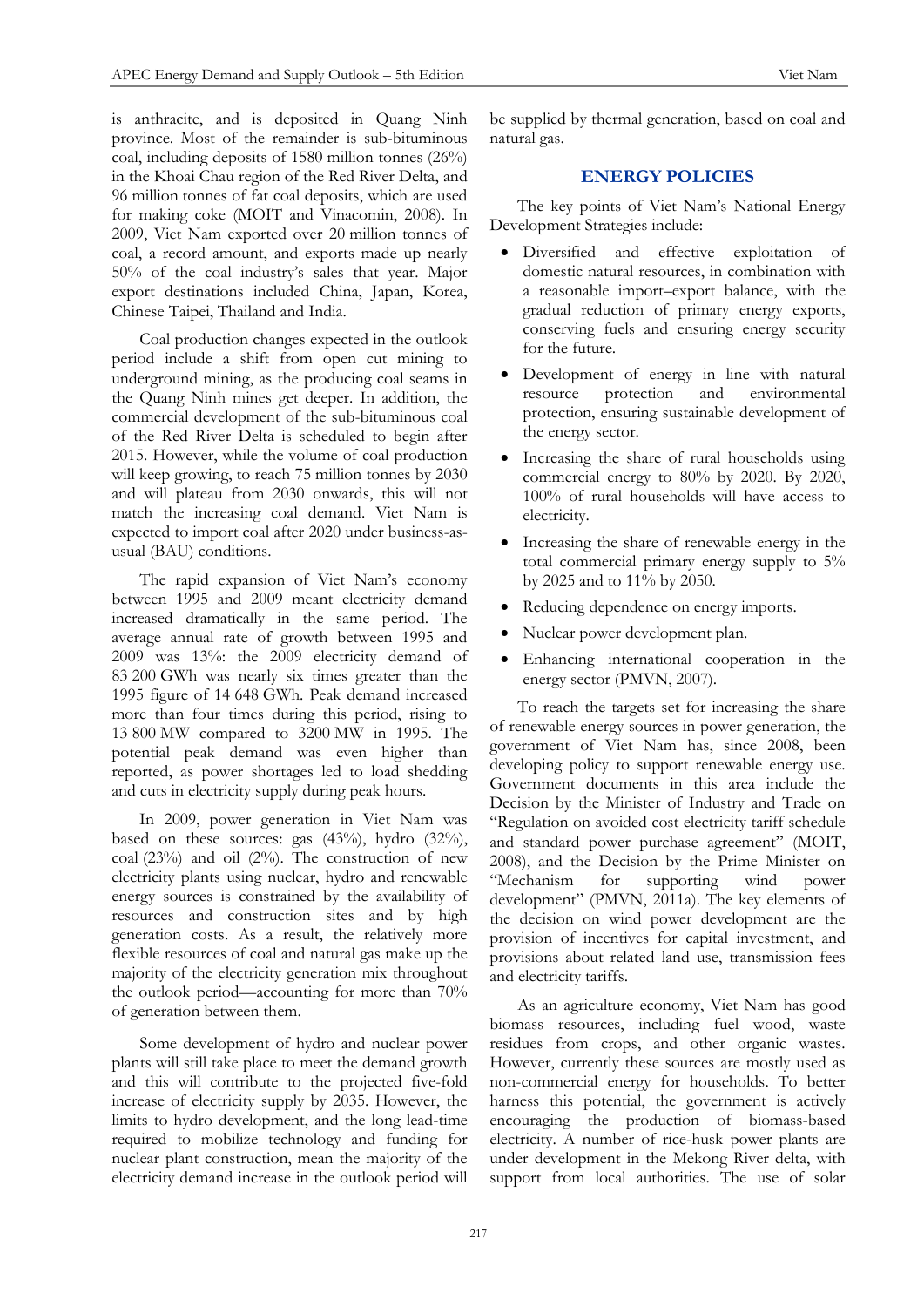is anthracite, and is deposited in Quang Ninh province. Most of the remainder is sub-bituminous coal, including deposits of 1580 million tonnes (26%) in the Khoai Chau region of the Red River Delta, and 96 million tonnes of fat coal deposits, which are used for making coke (MOIT and Vinacomin, 2008). In 2009, Viet Nam exported over 20 million tonnes of coal, a record amount, and exports made up nearly 50% of the coal industry's sales that year. Major export destinations included China, Japan, Korea, Chinese Taipei, Thailand and India.

Coal production changes expected in the outlook period include a shift from open cut mining to underground mining, as the producing coal seams in the Quang Ninh mines get deeper. In addition, the commercial development of the sub-bituminous coal of the Red River Delta is scheduled to begin after 2015. However, while the volume of coal production will keep growing, to reach 75 million tonnes by 2030 and will plateau from 2030 onwards, this will not match the increasing coal demand. Viet Nam is expected to import coal after 2020 under business-as-usual (BAU) conditions.

The rapid expansion of Viet Nam's economy between 1995 and 2009 meant electricity demand increased dramatically in the same period. The average annual rate of growth between 1995 and 2009 was 13%: the 2009 electricity demand of 83 200 GWh was nearly six times greater than the 1995 figure of 14 648 GWh. Peak demand increased more than four times during this period, rising to 13 800 MW compared to 3200 MW in 1995. The potential peak demand was even higher than reported, as power shortages led to load shedding and cuts in electricity supply during peak hours.

In 2009, power generation in Viet Nam was based on these sources: gas (43%), hydro (32%), coal (23%) and oil (2%). The construction of new electricity plants using nuclear, hydro and renewable energy sources is constrained by the availability of resources and construction sites and by high generation costs. As a result, the relatively more flexible resources of coal and natural gas make up the majority of the electricity generation mix throughout the outlook period—accounting for more than 70% of generation between them.

Some development of hydro and nuclear power plants will still take place to meet the demand growth and this will contribute to the projected five-fold increase of electricity supply by 2035. However, the limits to hydro development, and the long lead-time required to mobilize technology and funding for nuclear plant construction, mean the majority of the electricity demand increase in the outlook period will be supplied by thermal generation, based on coal and natural gas.

## ENERGY POLICIES

The key points of Viet Nam's National Energy Development Strategies include:

- Diversified and effective exploitation of domestic natural resources, in combination with a reasonable import–export balance, with the gradual reduction of primary energy exports, conserving fuels and ensuring energy security for the future.
- Development of energy in line with natural resource protection and environmental protection, ensuring sustainable development of the energy sector.
- Increasing the share of rural households using commercial energy to 80% by 2020. By 2020, 100% of rural households will have access to electricity.
- Increasing the share of renewable energy in the total commercial primary energy supply to 5% by 2025 and to 11% by 2050.
- Reducing dependence on energy imports.
- Nuclear power development plan.
- Enhancing international cooperation in the energy sector (PMVN, 2007).

To reach the targets set for increasing the share of renewable energy sources in power generation, the government of Viet Nam has, since 2008, been developing policy to support renewable energy use. Government documents in this area include the Decision by the Minister of Industry and Trade on "Regulation on avoided cost electricity tariff schedule and standard power purchase agreement" (MOIT, 2008), and the Decision by the Prime Minister on "Mechanism for supporting wind power development" (PMVN, 2011a). The key elements of the decision on wind power development are the provision of incentives for capital investment, and provisions about related land use, transmission fees and electricity tariffs.

As an agriculture economy, Viet Nam has good biomass resources, including fuel wood, waste residues from crops, and other organic wastes. However, currently these sources are mostly used as non-commercial energy for households. To better harness this potential, the government is actively encouraging the production of biomass-based electricity. A number of rice-husk power plants are under development in the Mekong River delta, with support from local authorities. The use of solar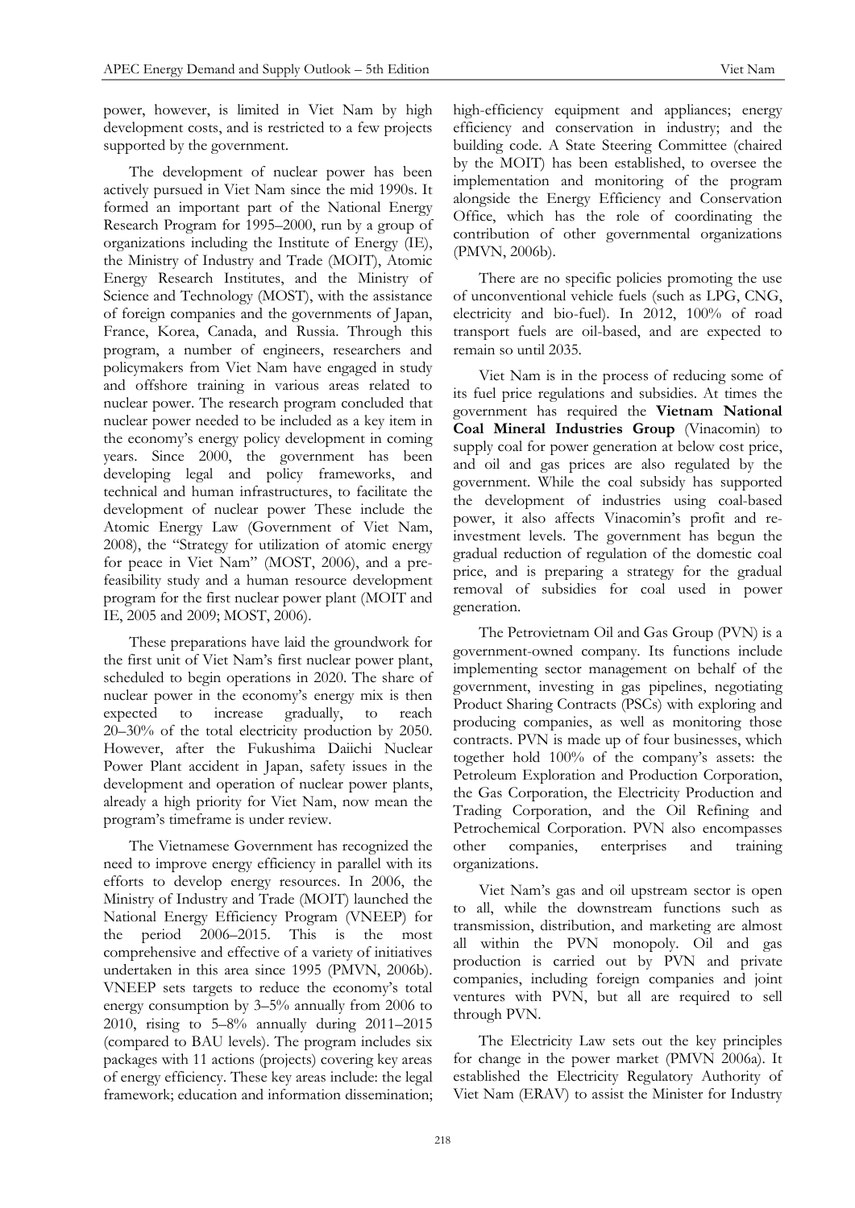power, however, is limited in Viet Nam by high development costs, and is restricted to a few projects supported by the government.

The development of nuclear power has been actively pursued in Viet Nam since the mid 1990s. It formed an important part of the National Energy Research Program for 1995–2000, run by a group of organizations including the Institute of Energy (IE), the Ministry of Industry and Trade (MOIT), Atomic Energy Research Institutes, and the Ministry of Science and Technology (MOST), with the assistance of foreign companies and the governments of Japan, France, Korea, Canada, and Russia. Through this program, a number of engineers, researchers and policymakers from Viet Nam have engaged in study and offshore training in various areas related to nuclear power. The research program concluded that nuclear power needed to be included as a key item in the economy's energy policy development in coming years. Since 2000, the government has been developing legal and policy frameworks, and technical and human infrastructures, to facilitate the development of nuclear power These include the Atomic Energy Law (Government of Viet Nam, 2008), the "Strategy for utilization of atomic energy for peace in Viet Nam" (MOST, 2006), and a pre-feasibility study and a human resource development program for the first nuclear power plant (MOIT and IE, 2005 and 2009; MOST, 2006).

These preparations have laid the groundwork for the first unit of Viet Nam's first nuclear power plant, scheduled to begin operations in 2020. The share of nuclear power in the economy's energy mix is then expected to increase gradually, to reach 20–30% of the total electricity production by 2050. However, after the Fukushima Daiichi Nuclear Power Plant accident in Japan, safety issues in the development and operation of nuclear power plants, already a high priority for Viet Nam, now mean the program's timeframe is under review.

The Vietnamese Government has recognized the need to improve energy efficiency in parallel with its efforts to develop energy resources. In 2006, the Ministry of Industry and Trade (MOIT) launched the National Energy Efficiency Program (VNEEP) for the period 2006–2015. This is the most comprehensive and effective of a variety of initiatives undertaken in this area since 1995 (PMVN, 2006b). VNEEP sets targets to reduce the economy's total energy consumption by 3–5% annually from 2006 to 2010, rising to 5–8% annually during 2011–2015 (compared to BAU levels). The program includes six packages with 11 actions (projects) covering key areas of energy efficiency. These key areas include: the legal framework; education and information dissemination; high-efficiency equipment and appliances; energy efficiency and conservation in industry; and the building code. A State Steering Committee (chaired by the MOIT) has been established, to oversee the implementation and monitoring of the program alongside the Energy Efficiency and Conservation Office, which has the role of coordinating the contribution of other governmental organizations (PMVN, 2006b).

There are no specific policies promoting the use of unconventional vehicle fuels (such as LPG, CNG, electricity and bio-fuel). In 2012, 100% of road transport fuels are oil-based, and are expected to remain so until 2035.

Viet Nam is in the process of reducing some of its fuel price regulations and subsidies. At times the government has required the **Vietnam National Coal Mineral Industries Group** (Vinacomin) to supply coal for power generation at below cost price, and oil and gas prices are also regulated by the government. While the coal subsidy has supported the development of industries using coal-based power, it also affects Vinacomin's profit and re-investment levels. The government has begun the gradual reduction of regulation of the domestic coal price, and is preparing a strategy for the gradual removal of subsidies for coal used in power generation.

The Petrovietnam Oil and Gas Group (PVN) is a government-owned company. Its functions include implementing sector management on behalf of the government, investing in gas pipelines, negotiating Product Sharing Contracts (PSCs) with exploring and producing companies, as well as monitoring those contracts. PVN is made up of four businesses, which together hold 100% of the company's assets: the Petroleum Exploration and Production Corporation, the Gas Corporation, the Electricity Production and Trading Corporation, and the Oil Refining and Petrochemical Corporation. PVN also encompasses other companies, enterprises and training organizations.

Viet Nam's gas and oil upstream sector is open to all, while the downstream functions such as transmission, distribution, and marketing are almost all within the PVN monopoly. Oil and gas production is carried out by PVN and private companies, including foreign companies and joint ventures with PVN, but all are required to sell through PVN.

The Electricity Law sets out the key principles for change in the power market (PMVN 2006a). It established the Electricity Regulatory Authority of Viet Nam (ERAV) to assist the Minister for Industry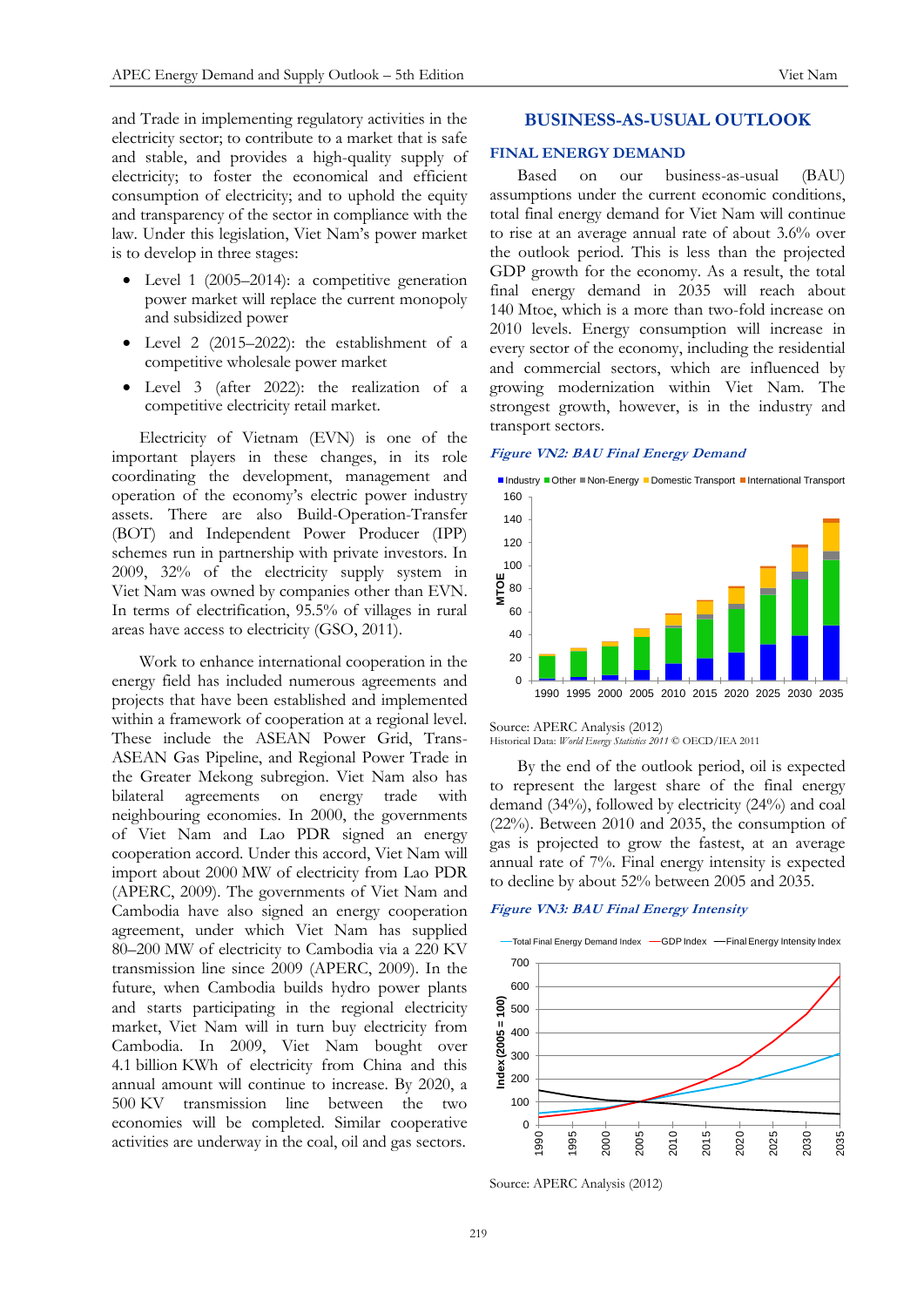and Trade in implementing regulatory activities in the electricity sector; to contribute to a market that is safe and stable, and provides a high-quality supply of electricity; to foster the economical and efficient consumption of electricity; and to uphold the equity and transparency of the sector in compliance with the law. Under this legislation, Viet Nam's power market is to develop in three stages:

- Level 1 (2005–2014): a competitive generation power market will replace the current monopoly and subsidized power
- Level 2 (2015–2022): the establishment of a competitive wholesale power market
- Level 3 (after 2022): the realization of a competitive electricity retail market.

Electricity of Vietnam (EVN) is one of the important players in these changes, in its role coordinating the development, management and operation of the economy's electric power industry assets. There are also Build-Operation-Transfer (BOT) and Independent Power Producer (IPP) schemes run in partnership with private investors. In 2009, 32% of the electricity supply system in Viet Nam was owned by companies other than EVN. In terms of electrification, 95.5% of villages in rural areas have access to electricity (GSO, 2011).

Work to enhance international cooperation in the energy field has included numerous agreements and projects that have been established and implemented within a framework of cooperation at a regional level. These include the ASEAN Power Grid, Trans-ASEAN Gas Pipeline, and Regional Power Trade in the Greater Mekong subregion. Viet Nam also has bilateral agreements on energy trade with neighbouring economies. In 2000, the governments of Viet Nam and Lao PDR signed an energy cooperation accord. Under this accord, Viet Nam will import about 2000 MW of electricity from Lao PDR (APERC, 2009). The governments of Viet Nam and Cambodia have also signed an energy cooperation agreement, under which Viet Nam has supplied 80–200 MW of electricity to Cambodia via a 220 KV transmission line since 2009 (APERC, 2009). In the future, when Cambodia builds hydro power plants and starts participating in the regional electricity market, Viet Nam will in turn buy electricity from Cambodia. In 2009, Viet Nam bought over 4.1 billion KWh of electricity from China and this annual amount will continue to increase. By 2020, a 500 KV transmission line between the two economies will be completed. Similar cooperative activities are underway in the coal, oil and gas sectors.

## BUSINESS-AS-USUAL OUTLOOK

### FINAL ENERGY DEMAND

Based on our business-as-usual (BAU) assumptions under the current economic conditions, total final energy demand for Viet Nam will continue to rise at an average annual rate of about 3.6% over the outlook period. This is less than the projected GDP growth for the economy. As a result, the total final energy demand in 2035 will reach about 140 Mtoe, which is a more than two-fold increase on 2010 levels. Energy consumption will increase in every sector of the economy, including the residential and commercial sectors, which are influenced by growing modernization within Viet Nam. The strongest growth, however, is in the industry and transport sectors.

***Figure VN2: BAU Final Energy Demand***

Source: APERC Analysis (2012)
Historical Data: *World Energy Statistics 2011* © OECD/IEA 2011

By the end of the outlook period, oil is expected to represent the largest share of the final energy demand (34%), followed by electricity (24%) and coal (22%). Between 2010 and 2035, the consumption of gas is projected to grow the fastest, at an average annual rate of 7%. Final energy intensity is expected to decline by about 52% between 2005 and 2035.

***Figure VN3: BAU Final Energy Intensity***

Source: APERC Analysis (2012)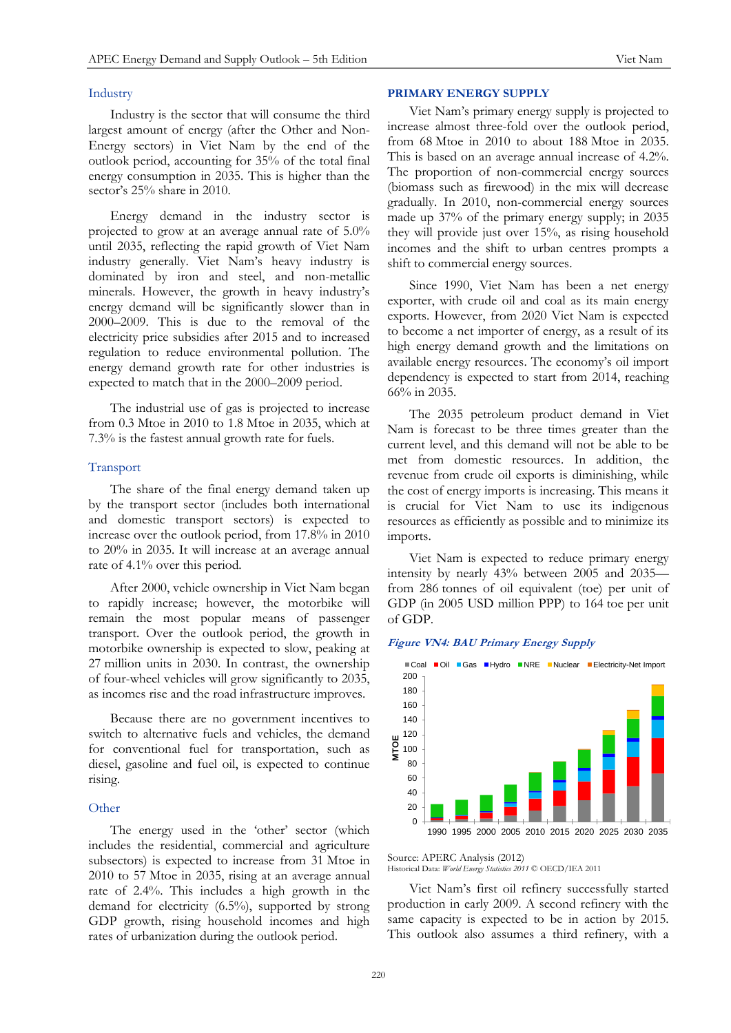### Industry

Industry is the sector that will consume the third largest amount of energy (after the Other and Non-Energy sectors) in Viet Nam by the end of the outlook period, accounting for 35% of the total final energy consumption in 2035. This is higher than the sector's 25% share in 2010.

Energy demand in the industry sector is projected to grow at an average annual rate of 5.0% until 2035, reflecting the rapid growth of Viet Nam industry generally. Viet Nam's heavy industry is dominated by iron and steel, and non-metallic minerals. However, the growth in heavy industry's energy demand will be significantly slower than in 2000–2009. This is due to the removal of the electricity price subsidies after 2015 and to increased regulation to reduce environmental pollution. The energy demand growth rate for other industries is expected to match that in the 2000–2009 period.

The industrial use of gas is projected to increase from 0.3 Mtoe in 2010 to 1.8 Mtoe in 2035, which at 7.3% is the fastest annual growth rate for fuels.

### Transport

The share of the final energy demand taken up by the transport sector (includes both international and domestic transport sectors) is expected to increase over the outlook period, from 17.8% in 2010 to 20% in 2035. It will increase at an average annual rate of 4.1% over this period.

After 2000, vehicle ownership in Viet Nam began to rapidly increase; however, the motorbike will remain the most popular means of passenger transport. Over the outlook period, the growth in motorbike ownership is expected to slow, peaking at 27 million units in 2030. In contrast, the ownership of four-wheel vehicles will grow significantly to 2035, as incomes rise and the road infrastructure improves.

Because there are no government incentives to switch to alternative fuels and vehicles, the demand for conventional fuel for transportation, such as diesel, gasoline and fuel oil, is expected to continue rising.

### Other

The energy used in the 'other' sector (which includes the residential, commercial and agriculture subsectors) is expected to increase from 31 Mtoe in 2010 to 57 Mtoe in 2035, rising at an average annual rate of 2.4%. This includes a high growth in the demand for electricity (6.5%), supported by strong GDP growth, rising household incomes and high rates of urbanization during the outlook period.

## PRIMARY ENERGY SUPPLY

Viet Nam's primary energy supply is projected to increase almost three-fold over the outlook period, from 68 Mtoe in 2010 to about 188 Mtoe in 2035. This is based on an average annual increase of 4.2%. The proportion of non-commercial energy sources (biomass such as firewood) in the mix will decrease gradually. In 2010, non-commercial energy sources made up 37% of the primary energy supply; in 2035 they will provide just over 15%, as rising household incomes and the shift to urban centres prompts a shift to commercial energy sources.

Since 1990, Viet Nam has been a net energy exporter, with crude oil and coal as its main energy exports. However, from 2020 Viet Nam is expected to become a net importer of energy, as a result of its high energy demand growth and the limitations on available energy resources. The economy's oil import dependency is expected to start from 2014, reaching 66% in 2035.

The 2035 petroleum product demand in Viet Nam is forecast to be three times greater than the current level, and this demand will not be able to be met from domestic resources. In addition, the revenue from crude oil exports is diminishing, while the cost of energy imports is increasing. This means it is crucial for Viet Nam to use its indigenous resources as efficiently as possible and to minimize its imports.

Viet Nam is expected to reduce primary energy intensity by nearly 43% between 2005 and 2035—from 286 tonnes of oil equivalent (toe) per unit of GDP (in 2005 USD million PPP) to 164 toe per unit of GDP.

***Figure VN4: BAU Primary Energy Supply***

Source: APERC Analysis (2012)
Historical Data: *World Energy Statistics 2011* © OECD/IEA 2011

Viet Nam's first oil refinery successfully started production in early 2009. A second refinery with the same capacity is expected to be in action by 2015. This outlook also assumes a third refinery, with a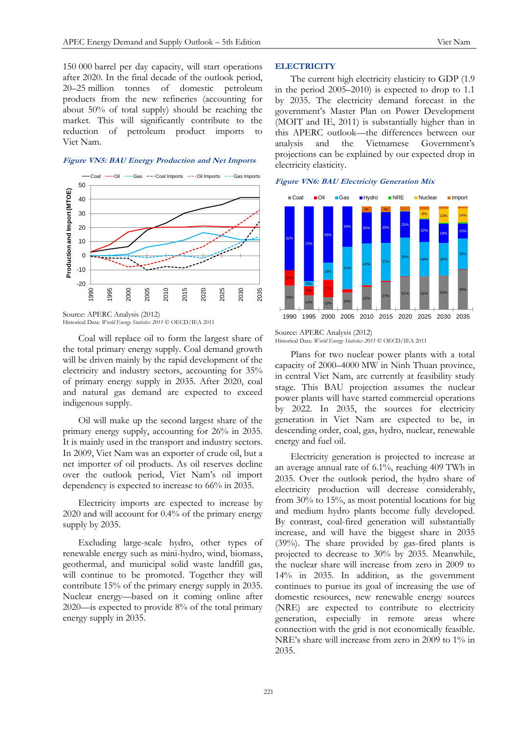150 000 barrel per day capacity, will start operations after 2020. In the final decade of the outlook period, 20–25 million tonnes of domestic petroleum products from the new refineries (accounting for about 50% of total supply) should be reaching the market. This will significantly contribute to the reduction of petroleum product imports to Viet Nam.

*Figure VN5: BAU Energy Production and Net Imports*

Source: APERC Analysis (2012)
Historical Data: *World Energy Statistics 2011* © OECD/IEA 2011

Coal will replace oil to form the largest share of the total primary energy supply. Coal demand growth will be driven mainly by the rapid development of the electricity and industry sectors, accounting for 35% of primary energy supply in 2035. After 2020, coal and natural gas demand are expected to exceed indigenous supply.

Oil will make up the second largest share of the primary energy supply, accounting for 26% in 2035. It is mainly used in the transport and industry sectors. In 2009, Viet Nam was an exporter of crude oil, but a net importer of oil products. As oil reserves decline over the outlook period, Viet Nam's oil import dependency is expected to increase to 66% in 2035.

Electricity imports are expected to increase by 2020 and will account for 0.4% of the primary energy supply by 2035.

Excluding large-scale hydro, other types of renewable energy such as mini-hydro, wind, biomass, geothermal, and municipal solid waste landfill gas, will continue to be promoted. Together they will contribute 15% of the primary energy supply in 2035. Nuclear energy—based on it coming online after 2020—is expected to provide 8% of the total primary energy supply in 2035.

## ELECTRICITY

The current high electricity elasticity to GDP (1.9 in the period 2005–2010) is expected to drop to 1.1 by 2035. The electricity demand forecast in the government's Master Plan on Power Development (MOIT and IE, 2011) is substantially higher than in this APERC outlook—the differences between our analysis and the Vietnamese Government's projections can be explained by our expected drop in electricity elasticity.

*Figure VN6: BAU Electricity Generation Mix*

Source: APERC Analysis (2012)
Historical Data: *World Energy Statistics 2011* © OECD/IEA 2011

Plans for two nuclear power plants with a total capacity of 2000–4000 MW in Ninh Thuan province, in central Viet Nam, are currently at feasibility study stage. This BAU projection assumes the nuclear power plants will have started commercial operations by 2022. In 2035, the sources for electricity generation in Viet Nam are expected to be, in descending order, coal, gas, hydro, nuclear, renewable energy and fuel oil.

Electricity generation is projected to increase at an average annual rate of 6.1%, reaching 409 TWh in 2035. Over the outlook period, the hydro share of electricity production will decrease considerably, from 30% to 15%, as most potential locations for big and medium hydro plants become fully developed. By contrast, coal-fired generation will substantially increase, and will have the biggest share in 2035 (39%). The share provided by gas-fired plants is projected to decrease to 30% by 2035. Meanwhile, the nuclear share will increase from zero in 2009 to 14% in 2035. In addition, as the government continues to pursue its goal of increasing the use of domestic resources, new renewable energy sources (NRE) are expected to contribute to electricity generation, especially in remote areas where connection with the grid is not economically feasible. NRE's share will increase from zero in 2009 to 1% in 2035.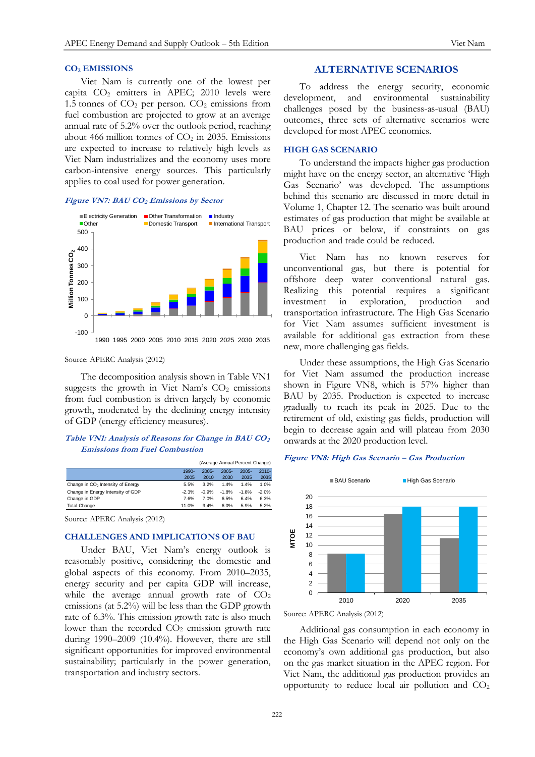## $CO_2$ EMISSIONS

Viet Nam is currently one of the lowest per capita $CO_2$ emitters in APEC; 2010 levels were 1.5 tonnes of $CO_2$ per person. $CO_2$ emissions from fuel combustion are projected to grow at an average annual rate of 5.2% over the outlook period, reaching about 466 million tonnes of $CO_2$ in 2035. Emissions are expected to increase to relatively high levels as Viet Nam industrializes and the economy uses more carbon-intensive energy sources. This particularly applies to coal used for power generation.

*Figure VN7: BAU $CO_2$ Emissions by Sector*

Source: APERC Analysis (2012)

The decomposition analysis shown in Table VN1 suggests the growth in Viet Nam's $CO_2$ emissions from fuel combustion is driven largely by economic growth, moderated by the declining energy intensity of GDP (energy efficiency measures).

*Table VN1: Analysis of Reasons for Change in BAU $CO_2$ Emissions from Fuel Combustion*

(Average Annual Percent Change)

| | 1990-2005 | 2005-2010 | 2005-2030 | 2005-2035 | 2010-2035 |
|---|---|---|---|---|---|
| Change in $CO_2$ Intensity of Energy | 5.5% | 3.2% | 1.4% | 1.4% | 1.0% |
| Change in Energy Intensity of GDP | -2.3% | -0.9% | -1.8% | -1.8% | -2.0% |
| Change in GDP | 7.6% | 7.0% | 6.5% | 6.4% | 6.3% |
| Total Change | 11.0% | 9.4% | 6.0% | 5.9% | 5.2% |

Source: APERC Analysis (2012)

## CHALLENGES AND IMPLICATIONS OF BAU

Under BAU, Viet Nam's energy outlook is reasonably positive, considering the domestic and global aspects of this economy. From 2010–2035, energy security and per capita GDP will increase, while the average annual growth rate of $CO_2$ emissions (at 5.2%) will be less than the GDP growth rate of 6.3%. This emission growth rate is also much lower than the recorded $CO_2$ emission growth rate during 1990–2009 (10.4%). However, there are still significant opportunities for improved environmental sustainability; particularly in the power generation, transportation and industry sectors.

# ALTERNATIVE SCENARIOS

To address the energy security, economic development, and environmental sustainability challenges posed by the business-as-usual (BAU) outcomes, three sets of alternative scenarios were developed for most APEC economies.

## HIGH GAS SCENARIO

To understand the impacts higher gas production might have on the energy sector, an alternative 'High Gas Scenario' was developed. The assumptions behind this scenario are discussed in more detail in Volume 1, Chapter 12. The scenario was built around estimates of gas production that might be available at BAU prices or below, if constraints on gas production and trade could be reduced.

Viet Nam has no known reserves for unconventional gas, but there is potential for offshore deep water conventional natural gas. Realizing this potential requires a significant investment in exploration, production and transportation infrastructure. The High Gas Scenario for Viet Nam assumes sufficient investment is available for additional gas extraction from these new, more challenging gas fields.

Under these assumptions, the High Gas Scenario for Viet Nam assumed the production increase shown in Figure VN8, which is 57% higher than BAU by 2035. Production is expected to increase gradually to reach its peak in 2025. Due to the retirement of old, existing gas fields, production will begin to decrease again and will plateau from 2030 onwards at the 2020 production level.

*Figure VN8: High Gas Scenario – Gas Production*

Source: APERC Analysis (2012)

Additional gas consumption in each economy in the High Gas Scenario will depend not only on the economy's own additional gas production, but also on the gas market situation in the APEC region. For Viet Nam, the additional gas production provides an opportunity to reduce local air pollution and $CO_2$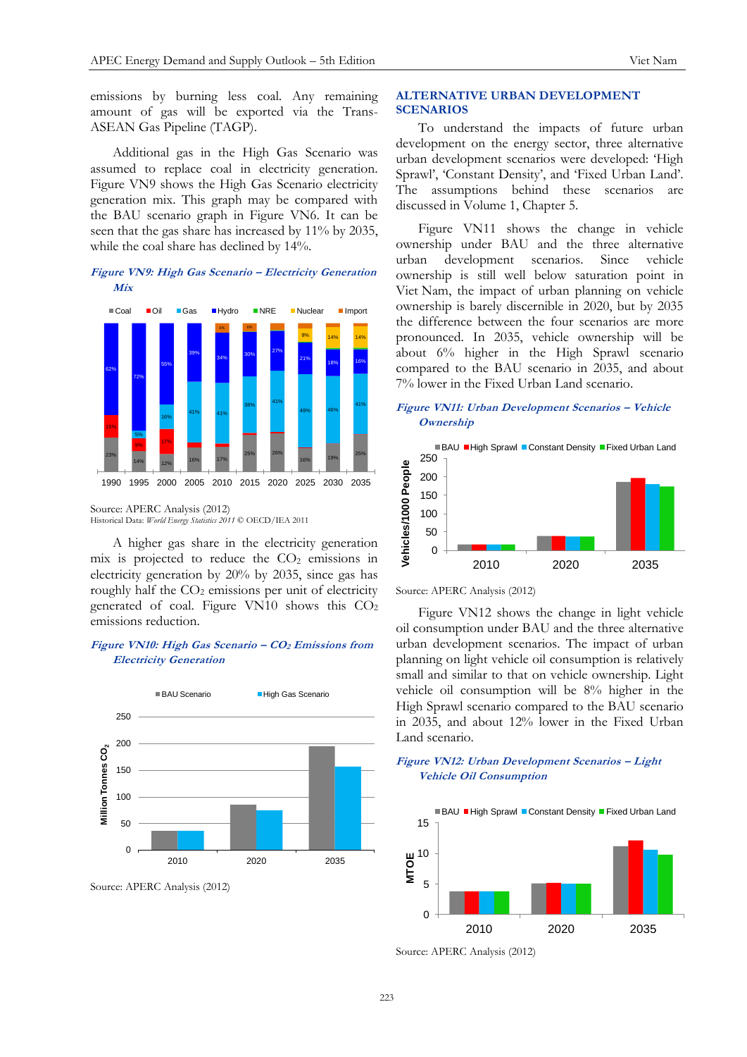emissions by burning less coal. Any remaining amount of gas will be exported via the Trans-ASEAN Gas Pipeline (TAGP).

Additional gas in the High Gas Scenario was assumed to replace coal in electricity generation. Figure VN9 shows the High Gas Scenario electricity generation mix. This graph may be compared with the BAU scenario graph in Figure VN6. It can be seen that the gas share has increased by 11% by 2035, while the coal share has declined by 14%.

***Figure VN9: High Gas Scenario – Electricity Generation Mix***

Source: APERC Analysis (2012)
Historical Data: *World Energy Statistics 2011* © OECD/IEA 2011

A higher gas share in the electricity generation mix is projected to reduce the $CO_2$ emissions in electricity generation by 20% by 2035, since gas has roughly half the $CO_2$ emissions per unit of electricity generated of coal. Figure VN10 shows this $CO_2$ emissions reduction.

***Figure VN10: High Gas Scenario – $CO_2$ Emissions from Electricity Generation***

Source: APERC Analysis (2012)

## ALTERNATIVE URBAN DEVELOPMENT SCENARIOS

To understand the impacts of future urban development on the energy sector, three alternative urban development scenarios were developed: 'High Sprawl', 'Constant Density', and 'Fixed Urban Land'. The assumptions behind these scenarios are discussed in Volume 1, Chapter 5.

Figure VN11 shows the change in vehicle ownership under BAU and the three alternative urban development scenarios. Since vehicle ownership is still well below saturation point in Viet Nam, the impact of urban planning on vehicle ownership is barely discernible in 2020, but by 2035 the difference between the four scenarios are more pronounced. In 2035, vehicle ownership will be about 6% higher in the High Sprawl scenario compared to the BAU scenario in 2035, and about 7% lower in the Fixed Urban Land scenario.

***Figure VN11: Urban Development Scenarios – Vehicle Ownership***

Source: APERC Analysis (2012)

Figure VN12 shows the change in light vehicle oil consumption under BAU and the three alternative urban development scenarios. The impact of urban planning on light vehicle oil consumption is relatively small and similar to that on vehicle ownership. Light vehicle oil consumption will be 8% higher in the High Sprawl scenario compared to the BAU scenario in 2035, and about 12% lower in the Fixed Urban Land scenario.

***Figure VN12: Urban Development Scenarios – Light Vehicle Oil Consumption***

Source: APERC Analysis (2012)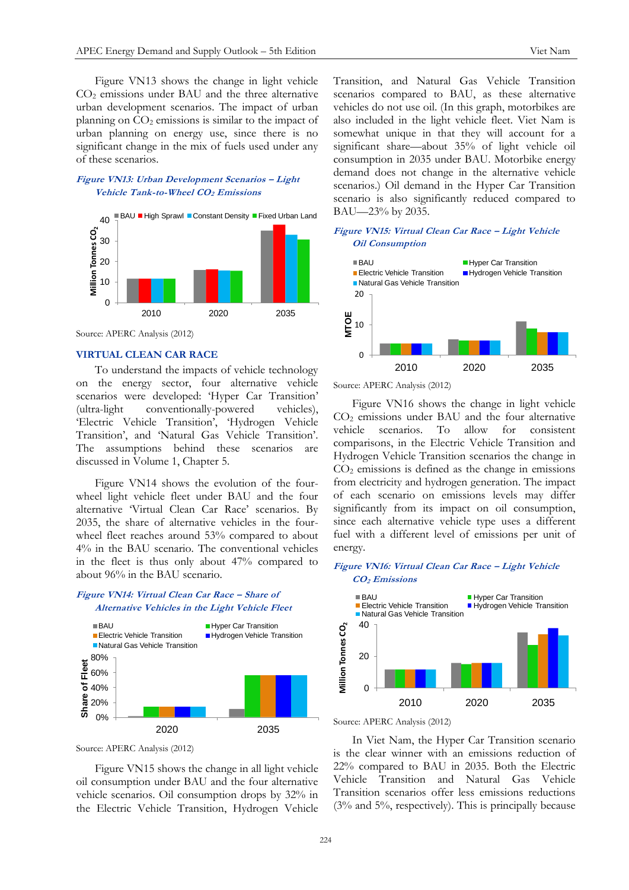Figure VN13 shows the change in light vehicle $CO_2$ emissions under BAU and the three alternative urban development scenarios. The impact of urban planning on $CO_2$ emissions is similar to the impact of urban planning on energy use, since there is no significant change in the mix of fuels used under any of these scenarios.

***Figure VN13: Urban Development Scenarios – Light Vehicle Tank-to-Wheel $CO_2$ Emissions***

Source: APERC Analysis (2012)

## VIRTUAL CLEAN CAR RACE

To understand the impacts of vehicle technology on the energy sector, four alternative vehicle scenarios were developed: 'Hyper Car Transition' (ultra-light conventionally-powered vehicles), 'Electric Vehicle Transition', 'Hydrogen Vehicle Transition', and 'Natural Gas Vehicle Transition'. The assumptions behind these scenarios are discussed in Volume 1, Chapter 5.

Figure VN14 shows the evolution of the four-wheel light vehicle fleet under BAU and the four alternative 'Virtual Clean Car Race' scenarios. By 2035, the share of alternative vehicles in the four-wheel fleet reaches around 53% compared to about 4% in the BAU scenario. The conventional vehicles in the fleet is thus only about 47% compared to about 96% in the BAU scenario.

***Figure VN14: Virtual Clean Car Race – Share of Alternative Vehicles in the Light Vehicle Fleet***

Source: APERC Analysis (2012)

Figure VN15 shows the change in all light vehicle oil consumption under BAU and the four alternative vehicle scenarios. Oil consumption drops by 32% in the Electric Vehicle Transition, Hydrogen Vehicle Transition, and Natural Gas Vehicle Transition scenarios compared to BAU, as these alternative vehicles do not use oil. (In this graph, motorbikes are also included in the light vehicle fleet. Viet Nam is somewhat unique in that they will account for a significant share—about 35% of light vehicle oil consumption in 2035 under BAU. Motorbike energy demand does not change in the alternative vehicle scenarios.) Oil demand in the Hyper Car Transition scenario is also significantly reduced compared to BAU—23% by 2035.

***Figure VN15: Virtual Clean Car Race – Light Vehicle Oil Consumption***

Source: APERC Analysis (2012)

Figure VN16 shows the change in light vehicle $CO_2$ emissions under BAU and the four alternative vehicle scenarios. To allow for consistent comparisons, in the Electric Vehicle Transition and Hydrogen Vehicle Transition scenarios the change in $CO_2$ emissions is defined as the change in emissions from electricity and hydrogen generation. The impact of each scenario on emissions levels may differ significantly from its impact on oil consumption, since each alternative vehicle type uses a different fuel with a different level of emissions per unit of energy.

***Figure VN16: Virtual Clean Car Race – Light Vehicle $CO_2$ Emissions***

Source: APERC Analysis (2012)

In Viet Nam, the Hyper Car Transition scenario is the clear winner with an emissions reduction of 22% compared to BAU in 2035. Both the Electric Vehicle Transition and Natural Gas Vehicle Transition scenarios offer less emissions reductions (3% and 5%, respectively). This is principally because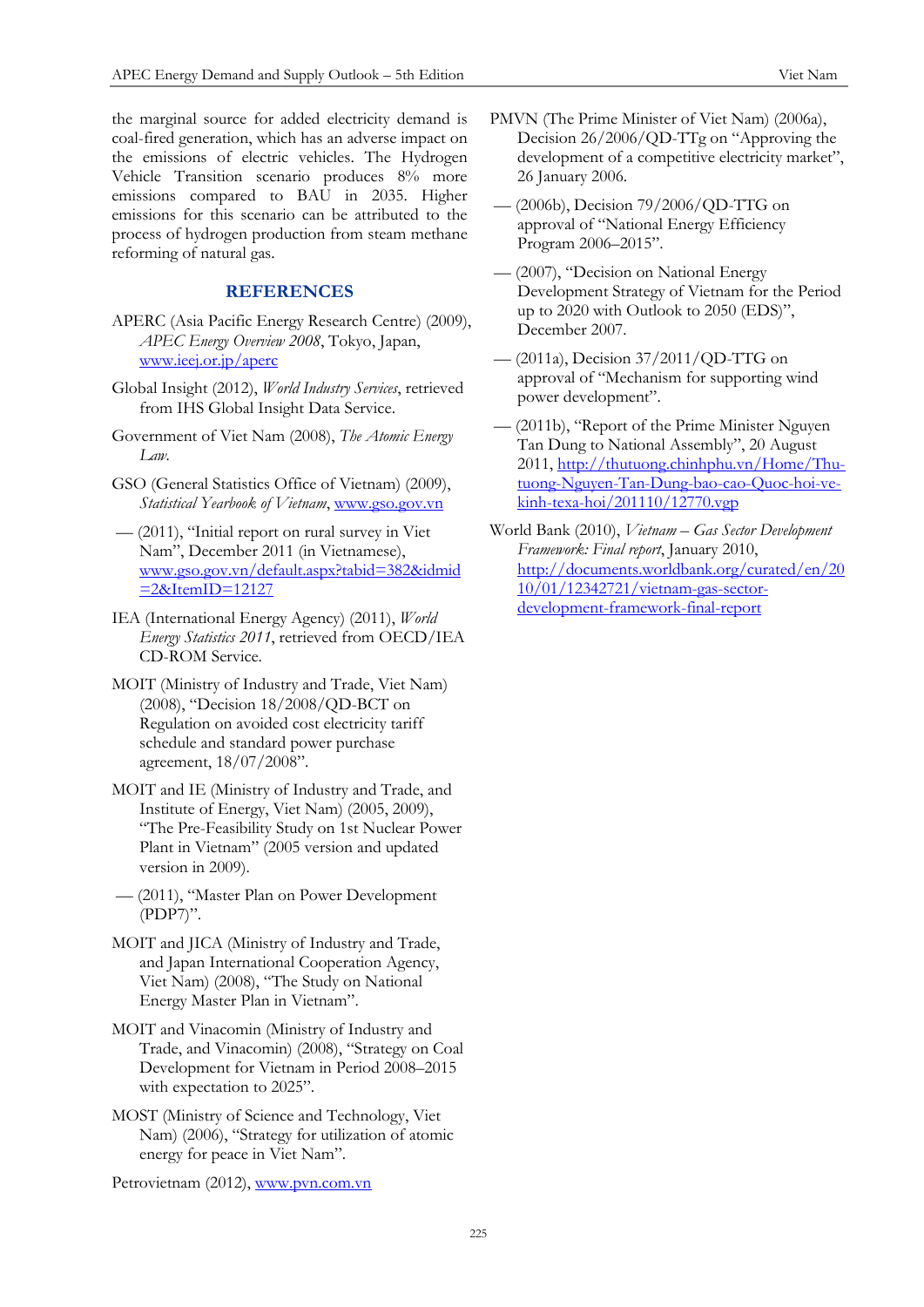the marginal source for added electricity demand is coal-fired generation, which has an adverse impact on the emissions of electric vehicles. The Hydrogen Vehicle Transition scenario produces 8% more emissions compared to BAU in 2035. Higher emissions for this scenario can be attributed to the process of hydrogen production from steam methane reforming of natural gas.

## REFERENCES

APERC (Asia Pacific Energy Research Centre) (2009), *APEC Energy Overview 2008*, Tokyo, Japan, www.ieej.or.jp/aperc

Global Insight (2012), *World Industry Services*, retrieved from IHS Global Insight Data Service.

Government of Viet Nam (2008), *The Atomic Energy Law*.

GSO (General Statistics Office of Vietnam) (2009), *Statistical Yearbook of Vietnam*, www.gso.gov.vn

— (2011), "Initial report on rural survey in Viet Nam", December 2011 (in Vietnamese), www.gso.gov.vn/default.aspx?tabid=382&idmid=2&ItemID=12127

IEA (International Energy Agency) (2011), *World Energy Statistics 2011*, retrieved from OECD/IEA CD-ROM Service.

MOIT (Ministry of Industry and Trade, Viet Nam) (2008), "Decision 18/2008/QD-BCT on Regulation on avoided cost electricity tariff schedule and standard power purchase agreement, 18/07/2008".

MOIT and IE (Ministry of Industry and Trade, and Institute of Energy, Viet Nam) (2005, 2009), "The Pre-Feasibility Study on 1st Nuclear Power Plant in Vietnam" (2005 version and updated version in 2009).

— (2011), "Master Plan on Power Development (PDP7)".

MOIT and JICA (Ministry of Industry and Trade, and Japan International Cooperation Agency, Viet Nam) (2008), "The Study on National Energy Master Plan in Vietnam".

MOIT and Vinacomin (Ministry of Industry and Trade, and Vinacomin) (2008), "Strategy on Coal Development for Vietnam in Period 2008–2015 with expectation to 2025".

MOST (Ministry of Science and Technology, Viet Nam) (2006), "Strategy for utilization of atomic energy for peace in Viet Nam".

Petrovietnam (2012), www.pvn.com.vn

PMVN (The Prime Minister of Viet Nam) (2006a), Decision 26/2006/QD-TTg on "Approving the development of a competitive electricity market", 26 January 2006.

— (2006b), Decision 79/2006/QD-TTG on approval of "National Energy Efficiency Program 2006–2015".

— (2007), "Decision on National Energy Development Strategy of Vietnam for the Period up to 2020 with Outlook to 2050 (EDS)", December 2007.

— (2011a), Decision 37/2011/QD-TTG on approval of "Mechanism for supporting wind power development".

— (2011b), "Report of the Prime Minister Nguyen Tan Dung to National Assembly", 20 August 2011, http://thutuong.chinhphu.vn/Home/Thu-tuong-Nguyen-Tan-Dung-bao-cao-Quoc-hoi-ve-kinh-texa-hoi/201110/12770.vgp

World Bank (2010), *Vietnam – Gas Sector Development Framework: Final report*, January 2010, http://documents.worldbank.org/curated/en/2010/01/12342721/vietnam-gas-sector-development-framework-final-report